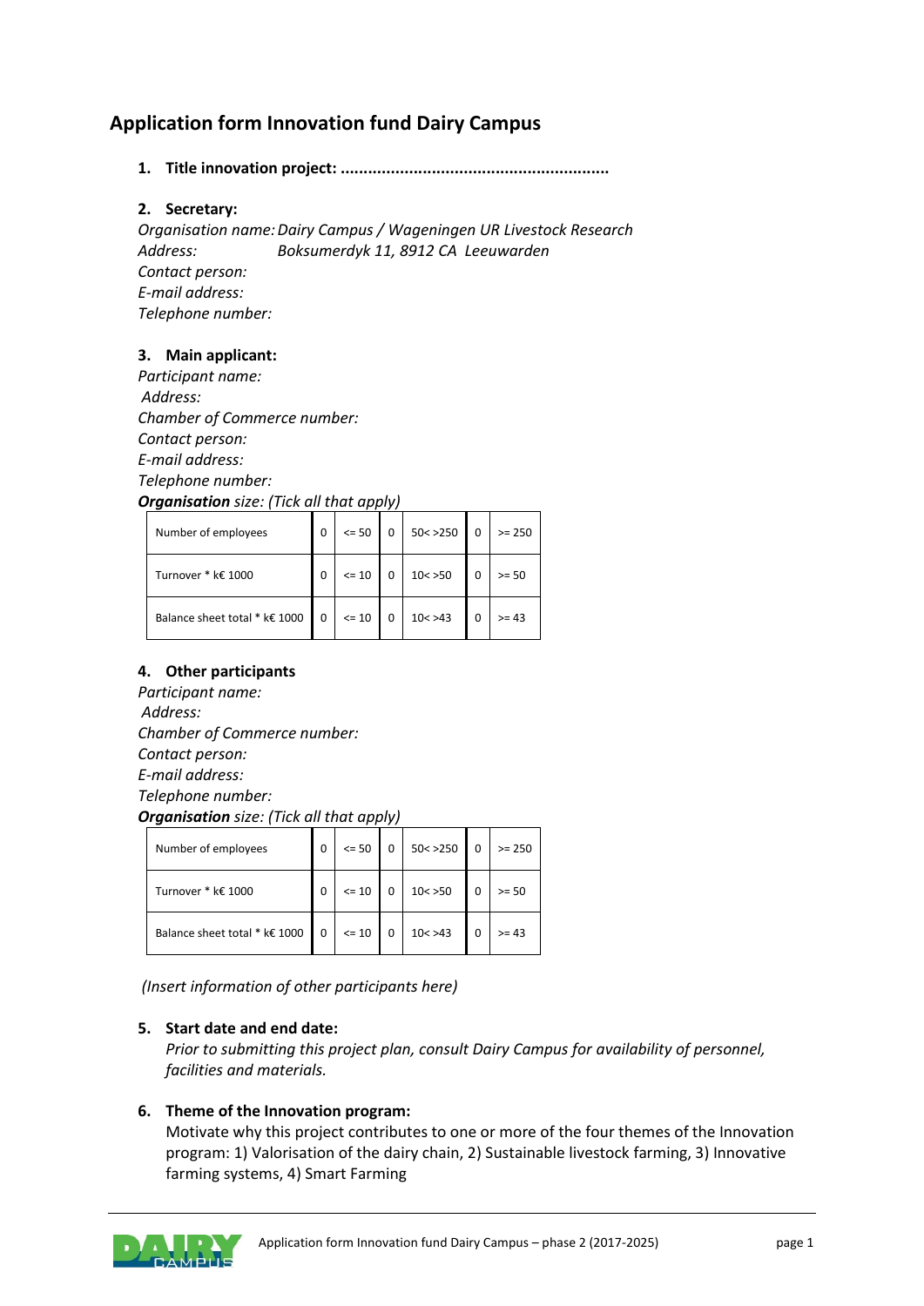# Application form Innovation fund Dairy Campus

1. **Title innovation project: ..........................................................**

2. **Secretary:**

*Organisation name:* *Dairy Campus / Wageningen UR Livestock Research*
*Address:* *Boksumerdyk 11, 8912 CA Leeuwarden*
*Contact person:*
*E-mail address:*
*Telephone number:*

3. **Main applicant:**

*Participant name:*
*Address:*
*Chamber of Commerce number:*
*Contact person:*
*E-mail address:*
*Telephone number:*
***Organisation** size: (Tick all that apply)*

| Number of employees | 0 | <= 50 | 0 | 50< >250 | 0 | >= 250 |
|---|---|---|---|---|---|---|
| Turnover * k€ 1000 | 0 | <= 10 | 0 | 10< >50 | 0 | >= 50 |
| Balance sheet total * k€ 1000 | 0 | <= 10 | 0 | 10< >43 | 0 | >= 43 |

4. **Other participants**

*Participant name:*
*Address:*
*Chamber of Commerce number:*
*Contact person:*
*E-mail address:*
*Telephone number:*
***Organisation** size: (Tick all that apply)*

| Number of employees | 0 | <= 50 | 0 | 50< >250 | 0 | >= 250 |
|---|---|---|---|---|---|---|
| Turnover * k€ 1000 | 0 | <= 10 | 0 | 10< >50 | 0 | >= 50 |
| Balance sheet total * k€ 1000 | 0 | <= 10 | 0 | 10< >43 | 0 | >= 43 |

*(Insert information of other participants here)*

5. **Start date and end date:**

*Prior to submitting this project plan, consult Dairy Campus for availability of personnel, facilities and materials.*

6. **Theme of the Innovation program:**

Motivate why this project contributes to one or more of the four themes of the Innovation program: 1) Valorisation of the dairy chain, 2) Sustainable livestock farming, 3) Innovative farming systems, 4) Smart Farming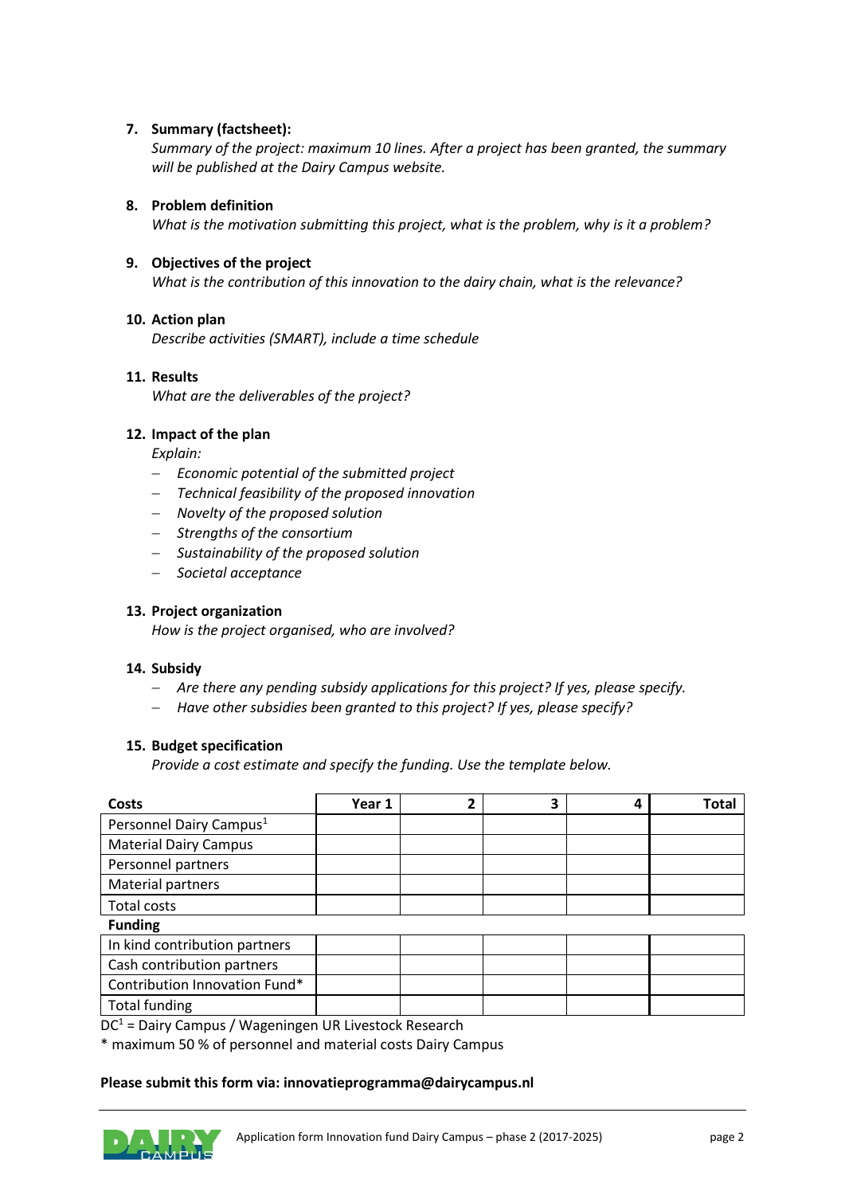7. **Summary (factsheet):**
   *Summary of the project: maximum 10 lines. After a project has been granted, the summary will be published at the Dairy Campus website.*

8. **Problem definition**
   *What is the motivation submitting this project, what is the problem, why is it a problem?*

9. **Objectives of the project**
   *What is the contribution of this innovation to the dairy chain, what is the relevance?*

10. **Action plan**
    *Describe activities (SMART), include a time schedule*

11. **Results**
    *What are the deliverables of the project?*

12. **Impact of the plan**
    *Explain:*
    - *Economic potential of the submitted project*
    - *Technical feasibility of the proposed innovation*
    - *Novelty of the proposed solution*
    - *Strengths of the consortium*
    - *Sustainability of the proposed solution*
    - *Societal acceptance*

13. **Project organization**
    *How is the project organised, who are involved?*

14. **Subsidy**
    - *Are there any pending subsidy applications for this project? If yes, please specify.*
    - *Have other subsidies been granted to this project? If yes, please specify?*

15. **Budget specification**
    *Provide a cost estimate and specify the funding. Use the template below.*

| **Costs** | **Year 1** | **2** | **3** | **4** | **Total** |
|---|---|---|---|---|---|
| Personnel Dairy Campus[1] | | | | | |
| Material Dairy Campus | | | | | |
| Personnel partners | | | | | |
| Material partners | | | | | |
| Total costs | | | | | |
| **Funding** | | | | | |
| In kind contribution partners | | | | | |
| Cash contribution partners | | | | | |
| Contribution Innovation Fund* | | | | | |
| Total funding | | | | | |

DC[1] = Dairy Campus / Wageningen UR Livestock Research

* maximum 50 % of personnel and material costs Dairy Campus

**Please submit this form via: innovatieprogramma@dairycampus.nl**